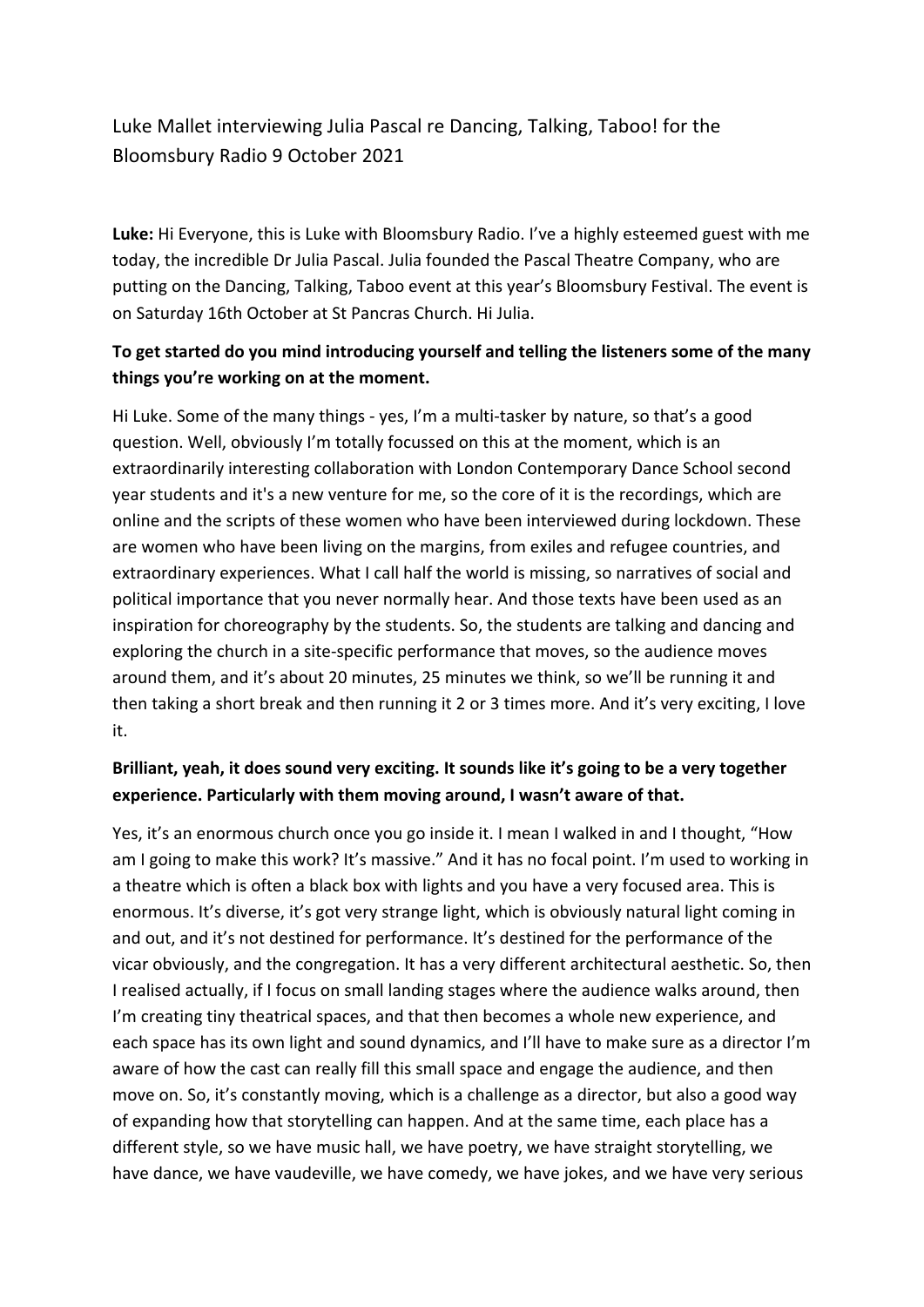Luke Mallet interviewing Julia Pascal re Dancing, Talking, Taboo! for the Bloomsbury Radio 9 October 2021

**Luke:** Hi Everyone, this is Luke with Bloomsbury Radio. I've a highly esteemed guest with me today, the incredible Dr Julia Pascal. Julia founded the Pascal Theatre Company, who are putting on the Dancing, Talking, Taboo event at this year's Bloomsbury Festival. The event is on Saturday 16th October at St Pancras Church. Hi Julia.

**To get started do you mind introducing yourself and telling the listeners some of the many things you're working on at the moment.**

Hi Luke. Some of the many things - yes, I'm a multi-tasker by nature, so that's a good question. Well, obviously I'm totally focussed on this at the moment, which is an extraordinarily interesting collaboration with London Contemporary Dance School second year students and it's a new venture for me, so the core of it is the recordings, which are online and the scripts of these women who have been interviewed during lockdown. These are women who have been living on the margins, from exiles and refugee countries, and extraordinary experiences. What I call half the world is missing, so narratives of social and political importance that you never normally hear. And those texts have been used as an inspiration for choreography by the students. So, the students are talking and dancing and exploring the church in a site-specific performance that moves, so the audience moves around them, and it's about 20 minutes, 25 minutes we think, so we'll be running it and then taking a short break and then running it 2 or 3 times more. And it's very exciting, I love it.

**Brilliant, yeah, it does sound very exciting. It sounds like it's going to be a very together experience. Particularly with them moving around, I wasn't aware of that.**

Yes, it's an enormous church once you go inside it. I mean I walked in and I thought, "How am I going to make this work? It's massive." And it has no focal point. I'm used to working in a theatre which is often a black box with lights and you have a very focused area. This is enormous. It's diverse, it's got very strange light, which is obviously natural light coming in and out, and it's not destined for performance. It's destined for the performance of the vicar obviously, and the congregation. It has a very different architectural aesthetic. So, then I realised actually, if I focus on small landing stages where the audience walks around, then I'm creating tiny theatrical spaces, and that then becomes a whole new experience, and each space has its own light and sound dynamics, and I'll have to make sure as a director I'm aware of how the cast can really fill this small space and engage the audience, and then move on. So, it's constantly moving, which is a challenge as a director, but also a good way of expanding how that storytelling can happen. And at the same time, each place has a different style, so we have music hall, we have poetry, we have straight storytelling, we have dance, we have vaudeville, we have comedy, we have jokes, and we have very serious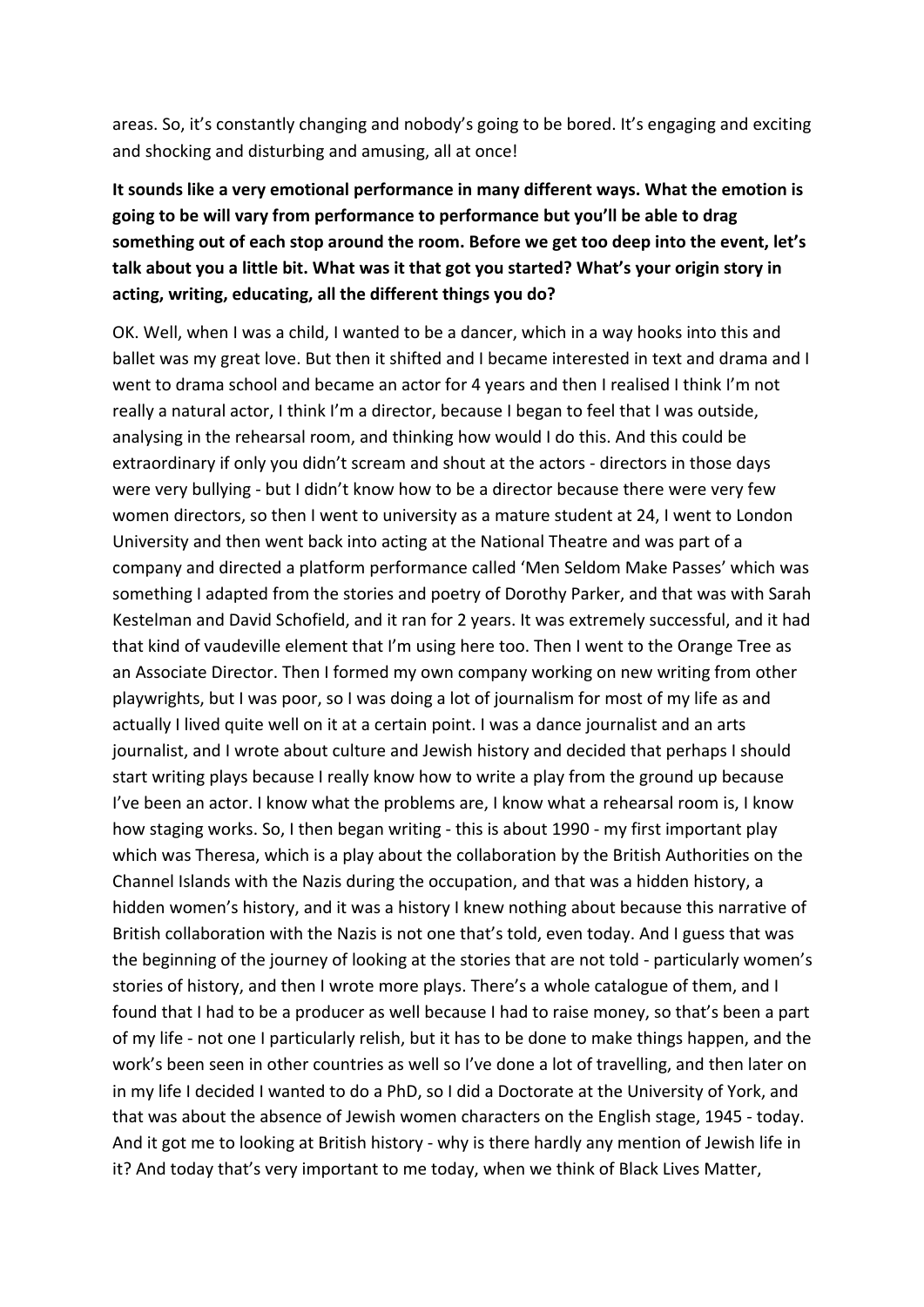areas. So, it's constantly changing and nobody's going to be bored. It's engaging and exciting and shocking and disturbing and amusing, all at once!

**It sounds like a very emotional performance in many different ways. What the emotion is going to be will vary from performance to performance but you'll be able to drag something out of each stop around the room. Before we get too deep into the event, let's talk about you a little bit. What was it that got you started? What's your origin story in acting, writing, educating, all the different things you do?**

OK. Well, when I was a child, I wanted to be a dancer, which in a way hooks into this and ballet was my great love. But then it shifted and I became interested in text and drama and I went to drama school and became an actor for 4 years and then I realised I think I'm not really a natural actor, I think I'm a director, because I began to feel that I was outside, analysing in the rehearsal room, and thinking how would I do this. And this could be extraordinary if only you didn't scream and shout at the actors - directors in those days were very bullying - but I didn't know how to be a director because there were very few women directors, so then I went to university as a mature student at 24, I went to London University and then went back into acting at the National Theatre and was part of a company and directed a platform performance called 'Men Seldom Make Passes' which was something I adapted from the stories and poetry of Dorothy Parker, and that was with Sarah Kestelman and David Schofield, and it ran for 2 years. It was extremely successful, and it had that kind of vaudeville element that I'm using here too. Then I went to the Orange Tree as an Associate Director. Then I formed my own company working on new writing from other playwrights, but I was poor, so I was doing a lot of journalism for most of my life as and actually I lived quite well on it at a certain point. I was a dance journalist and an arts journalist, and I wrote about culture and Jewish history and decided that perhaps I should start writing plays because I really know how to write a play from the ground up because I've been an actor. I know what the problems are, I know what a rehearsal room is, I know how staging works. So, I then began writing - this is about 1990 - my first important play which was Theresa, which is a play about the collaboration by the British Authorities on the Channel Islands with the Nazis during the occupation, and that was a hidden history, a hidden women's history, and it was a history I knew nothing about because this narrative of British collaboration with the Nazis is not one that's told, even today. And I guess that was the beginning of the journey of looking at the stories that are not told - particularly women's stories of history, and then I wrote more plays. There's a whole catalogue of them, and I found that I had to be a producer as well because I had to raise money, so that's been a part of my life - not one I particularly relish, but it has to be done to make things happen, and the work's been seen in other countries as well so I've done a lot of travelling, and then later on in my life I decided I wanted to do a PhD, so I did a Doctorate at the University of York, and that was about the absence of Jewish women characters on the English stage, 1945 - today. And it got me to looking at British history - why is there hardly any mention of Jewish life in it? And today that's very important to me today, when we think of Black Lives Matter,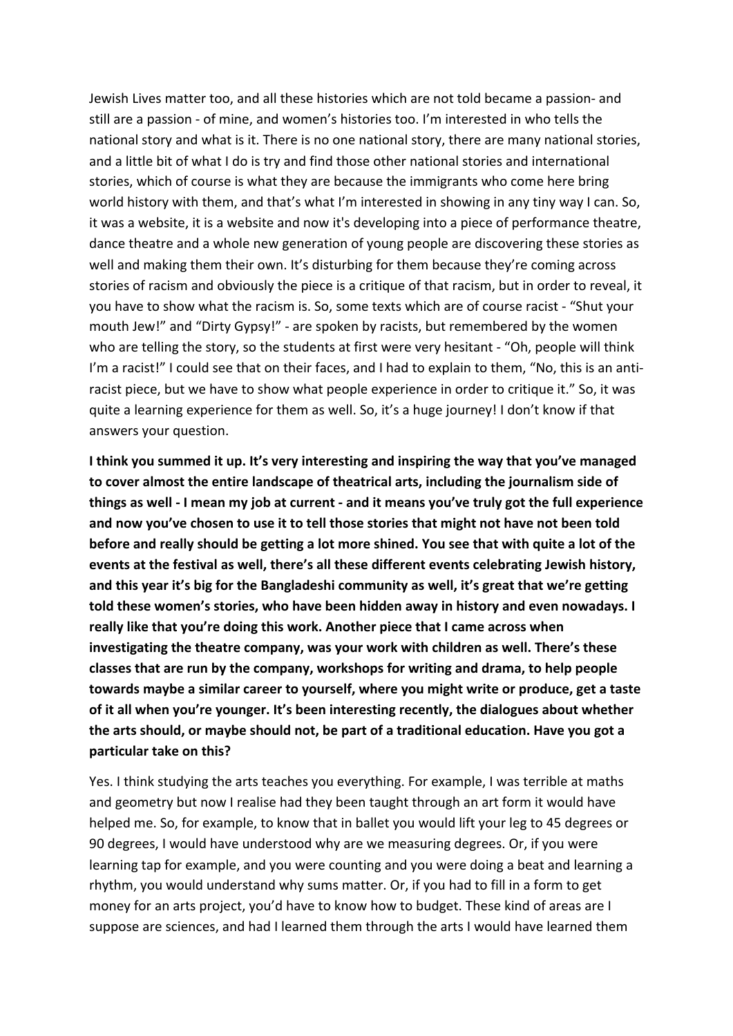Jewish Lives matter too, and all these histories which are not told became a passion- and still are a passion - of mine, and women's histories too. I'm interested in who tells the national story and what is it. There is no one national story, there are many national stories, and a little bit of what I do is try and find those other national stories and international stories, which of course is what they are because the immigrants who come here bring world history with them, and that's what I'm interested in showing in any tiny way I can. So, it was a website, it is a website and now it's developing into a piece of performance theatre, dance theatre and a whole new generation of young people are discovering these stories as well and making them their own. It's disturbing for them because they're coming across stories of racism and obviously the piece is a critique of that racism, but in order to reveal, it you have to show what the racism is. So, some texts which are of course racist - "Shut your mouth Jew!" and "Dirty Gypsy!" - are spoken by racists, but remembered by the women who are telling the story, so the students at first were very hesitant - "Oh, people will think I'm a racist!" I could see that on their faces, and I had to explain to them, "No, this is an anti-racist piece, but we have to show what people experience in order to critique it." So, it was quite a learning experience for them as well. So, it's a huge journey! I don't know if that answers your question.

**I think you summed it up. It's very interesting and inspiring the way that you've managed to cover almost the entire landscape of theatrical arts, including the journalism side of things as well - I mean my job at current - and it means you've truly got the full experience and now you've chosen to use it to tell those stories that might not have not been told before and really should be getting a lot more shined. You see that with quite a lot of the events at the festival as well, there's all these different events celebrating Jewish history, and this year it's big for the Bangladeshi community as well, it's great that we're getting told these women's stories, who have been hidden away in history and even nowadays. I really like that you're doing this work. Another piece that I came across when investigating the theatre company, was your work with children as well. There's these classes that are run by the company, workshops for writing and drama, to help people towards maybe a similar career to yourself, where you might write or produce, get a taste of it all when you're younger. It's been interesting recently, the dialogues about whether the arts should, or maybe should not, be part of a traditional education. Have you got a particular take on this?**

Yes. I think studying the arts teaches you everything. For example, I was terrible at maths and geometry but now I realise had they been taught through an art form it would have helped me. So, for example, to know that in ballet you would lift your leg to 45 degrees or 90 degrees, I would have understood why are we measuring degrees. Or, if you were learning tap for example, and you were counting and you were doing a beat and learning a rhythm, you would understand why sums matter. Or, if you had to fill in a form to get money for an arts project, you'd have to know how to budget. These kind of areas are I suppose are sciences, and had I learned them through the arts I would have learned them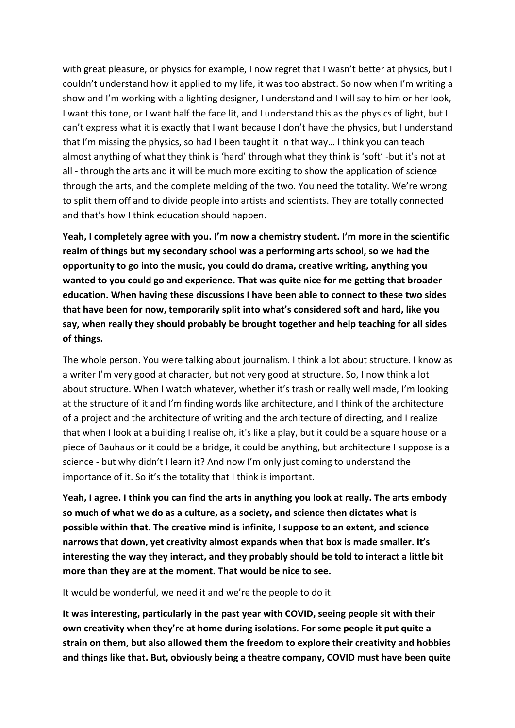with great pleasure, or physics for example, I now regret that I wasn't better at physics, but I couldn't understand how it applied to my life, it was too abstract. So now when I'm writing a show and I'm working with a lighting designer, I understand and I will say to him or her look, I want this tone, or I want half the face lit, and I understand this as the physics of light, but I can't express what it is exactly that I want because I don't have the physics, but I understand that I'm missing the physics, so had I been taught it in that way… I think you can teach almost anything of what they think is 'hard' through what they think is 'soft' -but it's not at all - through the arts and it will be much more exciting to show the application of science through the arts, and the complete melding of the two. You need the totality. We're wrong to split them off and to divide people into artists and scientists. They are totally connected and that's how I think education should happen.

**Yeah, I completely agree with you. I'm now a chemistry student. I'm more in the scientific realm of things but my secondary school was a performing arts school, so we had the opportunity to go into the music, you could do drama, creative writing, anything you wanted to you could go and experience. That was quite nice for me getting that broader education. When having these discussions I have been able to connect to these two sides that have been for now, temporarily split into what's considered soft and hard, like you say, when really they should probably be brought together and help teaching for all sides of things.**

The whole person. You were talking about journalism. I think a lot about structure. I know as a writer I'm very good at character, but not very good at structure. So, I now think a lot about structure. When I watch whatever, whether it's trash or really well made, I'm looking at the structure of it and I'm finding words like architecture, and I think of the architecture of a project and the architecture of writing and the architecture of directing, and I realize that when I look at a building I realise oh, it's like a play, but it could be a square house or a piece of Bauhaus or it could be a bridge, it could be anything, but architecture I suppose is a science - but why didn't I learn it? And now I'm only just coming to understand the importance of it. So it's the totality that I think is important.

**Yeah, I agree. I think you can find the arts in anything you look at really. The arts embody so much of what we do as a culture, as a society, and science then dictates what is possible within that. The creative mind is infinite, I suppose to an extent, and science narrows that down, yet creativity almost expands when that box is made smaller. It's interesting the way they interact, and they probably should be told to interact a little bit more than they are at the moment. That would be nice to see.**

It would be wonderful, we need it and we're the people to do it.

**It was interesting, particularly in the past year with COVID, seeing people sit with their own creativity when they're at home during isolations. For some people it put quite a strain on them, but also allowed them the freedom to explore their creativity and hobbies and things like that. But, obviously being a theatre company, COVID must have been quite**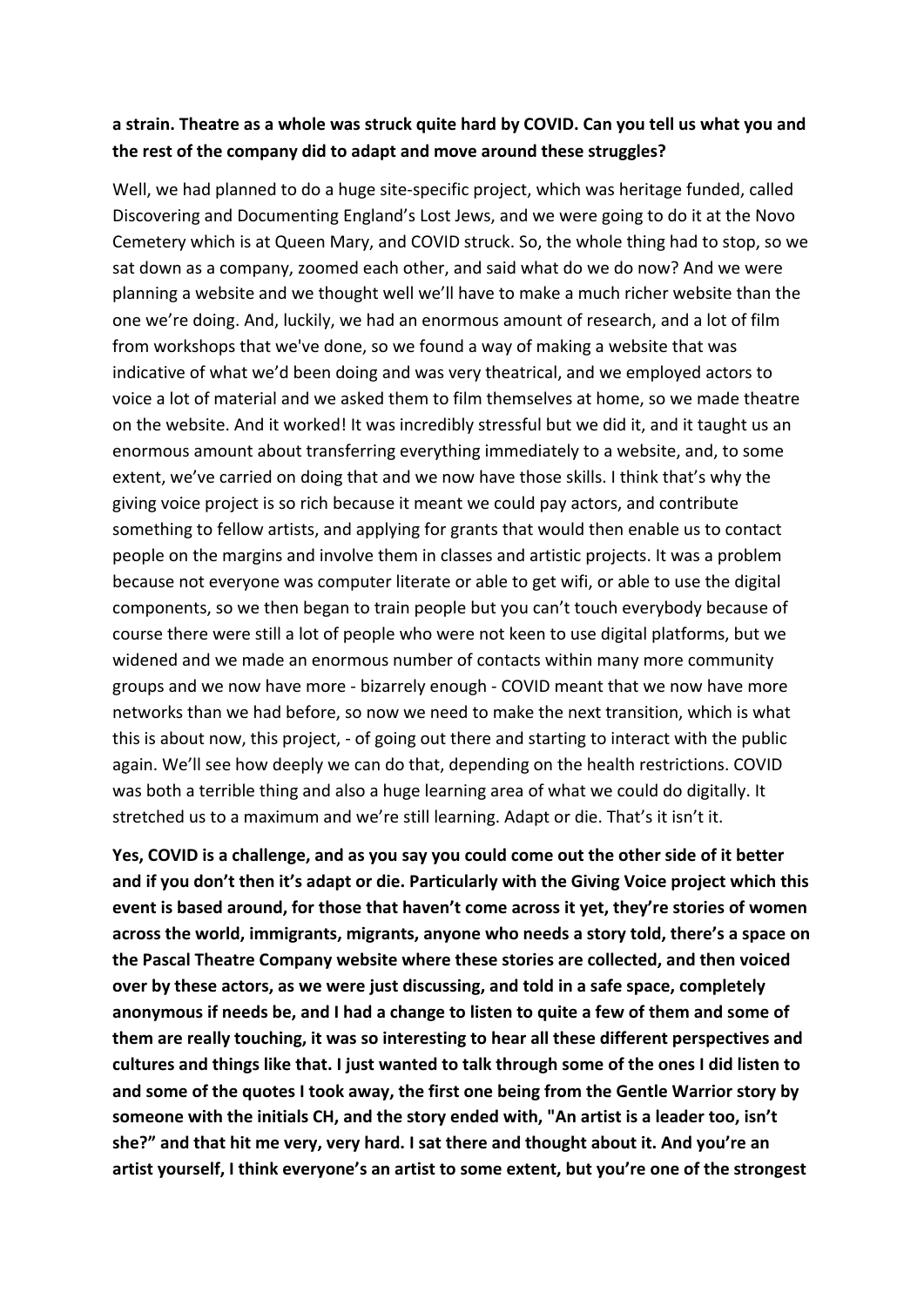**a strain. Theatre as a whole was struck quite hard by COVID. Can you tell us what you and the rest of the company did to adapt and move around these struggles?**

Well, we had planned to do a huge site-specific project, which was heritage funded, called Discovering and Documenting England's Lost Jews, and we were going to do it at the Novo Cemetery which is at Queen Mary, and COVID struck. So, the whole thing had to stop, so we sat down as a company, zoomed each other, and said what do we do now? And we were planning a website and we thought well we'll have to make a much richer website than the one we're doing. And, luckily, we had an enormous amount of research, and a lot of film from workshops that we've done, so we found a way of making a website that was indicative of what we'd been doing and was very theatrical, and we employed actors to voice a lot of material and we asked them to film themselves at home, so we made theatre on the website. And it worked! It was incredibly stressful but we did it, and it taught us an enormous amount about transferring everything immediately to a website, and, to some extent, we've carried on doing that and we now have those skills. I think that's why the giving voice project is so rich because it meant we could pay actors, and contribute something to fellow artists, and applying for grants that would then enable us to contact people on the margins and involve them in classes and artistic projects. It was a problem because not everyone was computer literate or able to get wifi, or able to use the digital components, so we then began to train people but you can't touch everybody because of course there were still a lot of people who were not keen to use digital platforms, but we widened and we made an enormous number of contacts within many more community groups and we now have more - bizarrely enough - COVID meant that we now have more networks than we had before, so now we need to make the next transition, which is what this is about now, this project, - of going out there and starting to interact with the public again. We'll see how deeply we can do that, depending on the health restrictions. COVID was both a terrible thing and also a huge learning area of what we could do digitally. It stretched us to a maximum and we're still learning. Adapt or die. That's it isn't it.

**Yes, COVID is a challenge, and as you say you could come out the other side of it better and if you don't then it's adapt or die. Particularly with the Giving Voice project which this event is based around, for those that haven't come across it yet, they're stories of women across the world, immigrants, migrants, anyone who needs a story told, there's a space on the Pascal Theatre Company website where these stories are collected, and then voiced over by these actors, as we were just discussing, and told in a safe space, completely anonymous if needs be, and I had a change to listen to quite a few of them and some of them are really touching, it was so interesting to hear all these different perspectives and cultures and things like that. I just wanted to talk through some of the ones I did listen to and some of the quotes I took away, the first one being from the Gentle Warrior story by someone with the initials CH, and the story ended with, "An artist is a leader too, isn't she?" and that hit me very, very hard. I sat there and thought about it. And you're an artist yourself, I think everyone's an artist to some extent, but you're one of the strongest**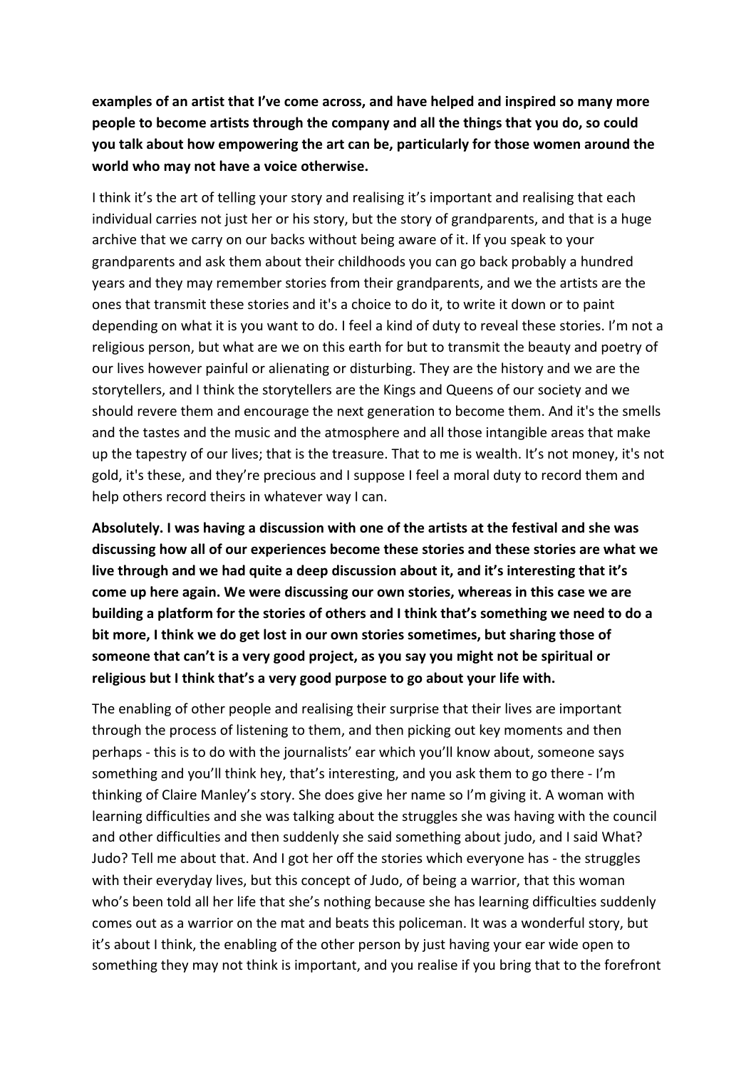**examples of an artist that I've come across, and have helped and inspired so many more people to become artists through the company and all the things that you do, so could you talk about how empowering the art can be, particularly for those women around the world who may not have a voice otherwise.**

I think it's the art of telling your story and realising it's important and realising that each individual carries not just her or his story, but the story of grandparents, and that is a huge archive that we carry on our backs without being aware of it. If you speak to your grandparents and ask them about their childhoods you can go back probably a hundred years and they may remember stories from their grandparents, and we the artists are the ones that transmit these stories and it's a choice to do it, to write it down or to paint depending on what it is you want to do. I feel a kind of duty to reveal these stories. I'm not a religious person, but what are we on this earth for but to transmit the beauty and poetry of our lives however painful or alienating or disturbing. They are the history and we are the storytellers, and I think the storytellers are the Kings and Queens of our society and we should revere them and encourage the next generation to become them. And it's the smells and the tastes and the music and the atmosphere and all those intangible areas that make up the tapestry of our lives; that is the treasure. That to me is wealth. It's not money, it's not gold, it's these, and they're precious and I suppose I feel a moral duty to record them and help others record theirs in whatever way I can.

**Absolutely. I was having a discussion with one of the artists at the festival and she was discussing how all of our experiences become these stories and these stories are what we live through and we had quite a deep discussion about it, and it's interesting that it's come up here again. We were discussing our own stories, whereas in this case we are building a platform for the stories of others and I think that's something we need to do a bit more, I think we do get lost in our own stories sometimes, but sharing those of someone that can't is a very good project, as you say you might not be spiritual or religious but I think that's a very good purpose to go about your life with.**

The enabling of other people and realising their surprise that their lives are important through the process of listening to them, and then picking out key moments and then perhaps - this is to do with the journalists' ear which you'll know about, someone says something and you'll think hey, that's interesting, and you ask them to go there - I'm thinking of Claire Manley's story. She does give her name so I'm giving it. A woman with learning difficulties and she was talking about the struggles she was having with the council and other difficulties and then suddenly she said something about judo, and I said What? Judo? Tell me about that. And I got her off the stories which everyone has - the struggles with their everyday lives, but this concept of Judo, of being a warrior, that this woman who's been told all her life that she's nothing because she has learning difficulties suddenly comes out as a warrior on the mat and beats this policeman. It was a wonderful story, but it's about I think, the enabling of the other person by just having your ear wide open to something they may not think is important, and you realise if you bring that to the forefront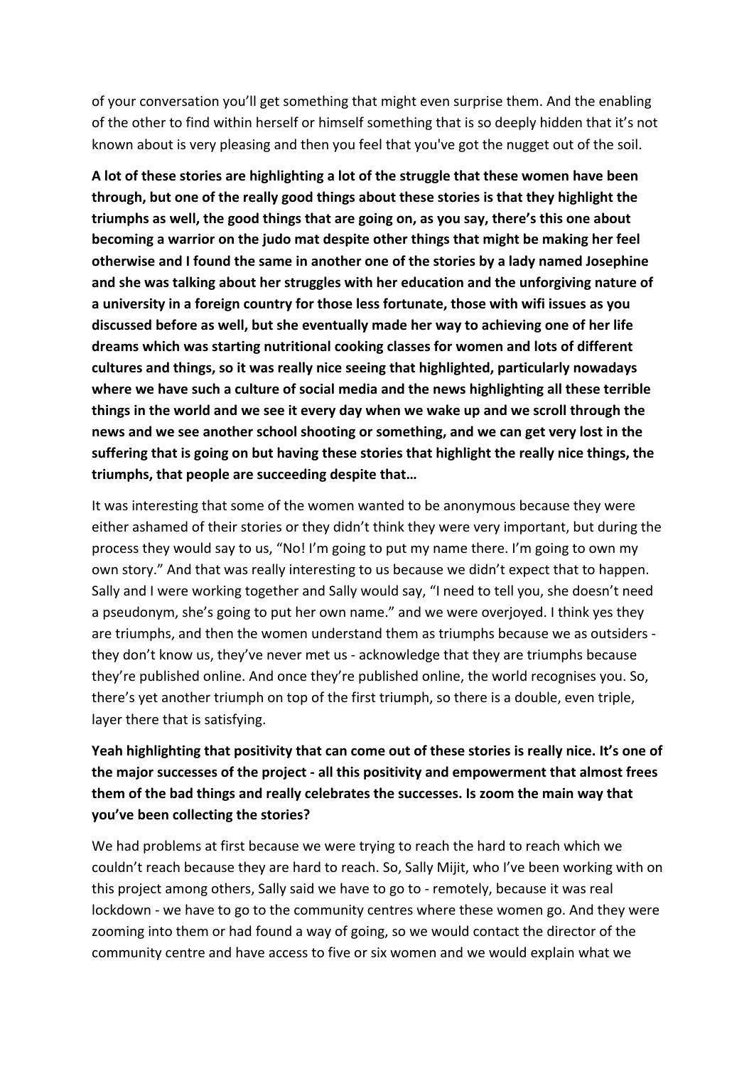of your conversation you'll get something that might even surprise them. And the enabling of the other to find within herself or himself something that is so deeply hidden that it's not known about is very pleasing and then you feel that you've got the nugget out of the soil.

**A lot of these stories are highlighting a lot of the struggle that these women have been through, but one of the really good things about these stories is that they highlight the triumphs as well, the good things that are going on, as you say, there's this one about becoming a warrior on the judo mat despite other things that might be making her feel otherwise and I found the same in another one of the stories by a lady named Josephine and she was talking about her struggles with her education and the unforgiving nature of a university in a foreign country for those less fortunate, those with wifi issues as you discussed before as well, but she eventually made her way to achieving one of her life dreams which was starting nutritional cooking classes for women and lots of different cultures and things, so it was really nice seeing that highlighted, particularly nowadays where we have such a culture of social media and the news highlighting all these terrible things in the world and we see it every day when we wake up and we scroll through the news and we see another school shooting or something, and we can get very lost in the suffering that is going on but having these stories that highlight the really nice things, the triumphs, that people are succeeding despite that…**

It was interesting that some of the women wanted to be anonymous because they were either ashamed of their stories or they didn't think they were very important, but during the process they would say to us, "No! I'm going to put my name there. I'm going to own my own story." And that was really interesting to us because we didn't expect that to happen. Sally and I were working together and Sally would say, "I need to tell you, she doesn't need a pseudonym, she's going to put her own name." and we were overjoyed. I think yes they are triumphs, and then the women understand them as triumphs because we as outsiders - they don't know us, they've never met us - acknowledge that they are triumphs because they're published online. And once they're published online, the world recognises you. So, there's yet another triumph on top of the first triumph, so there is a double, even triple, layer there that is satisfying.

**Yeah highlighting that positivity that can come out of these stories is really nice. It's one of the major successes of the project - all this positivity and empowerment that almost frees them of the bad things and really celebrates the successes. Is zoom the main way that you've been collecting the stories?**

We had problems at first because we were trying to reach the hard to reach which we couldn't reach because they are hard to reach. So, Sally Mijit, who I've been working with on this project among others, Sally said we have to go to - remotely, because it was real lockdown - we have to go to the community centres where these women go. And they were zooming into them or had found a way of going, so we would contact the director of the community centre and have access to five or six women and we would explain what we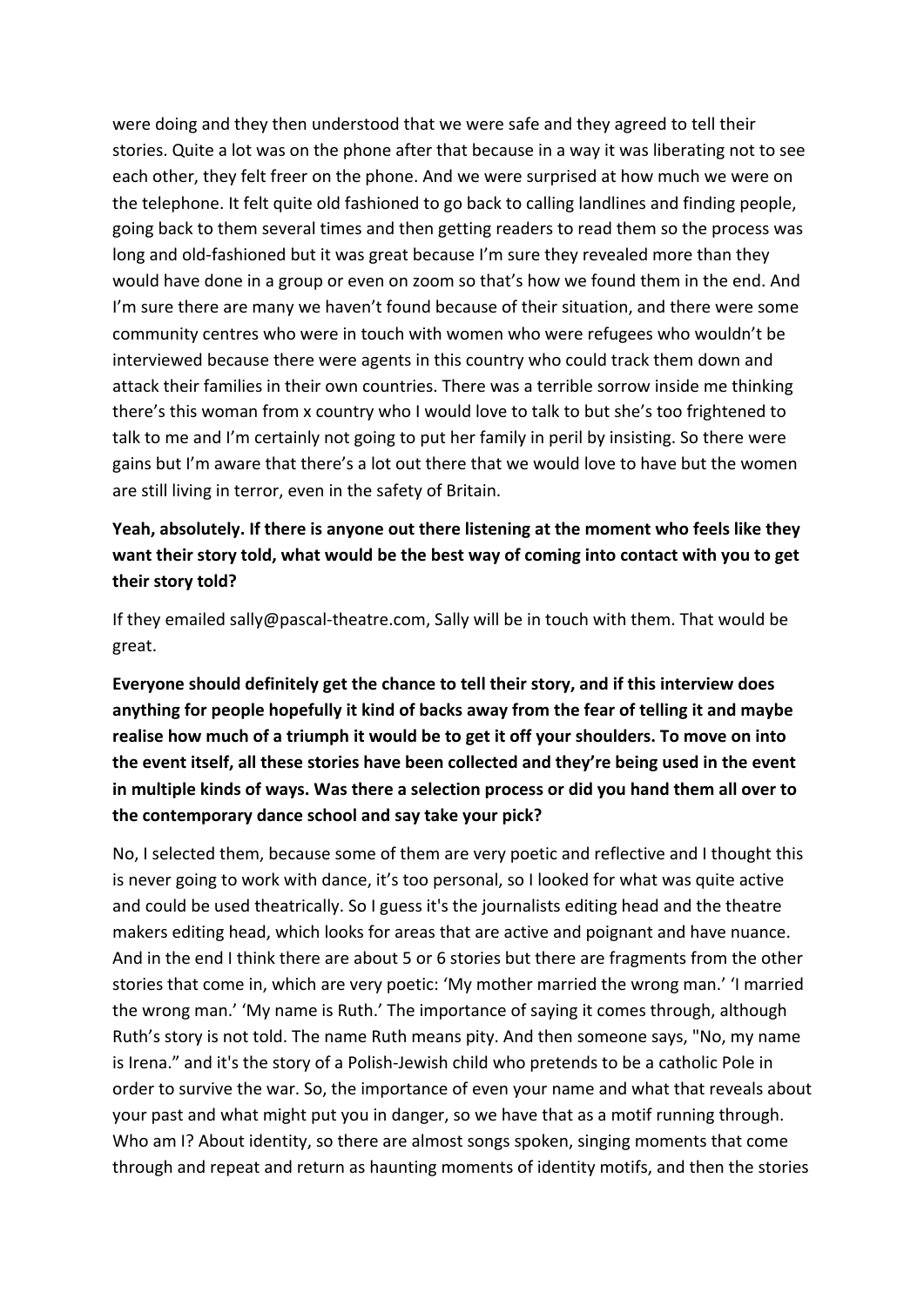were doing and they then understood that we were safe and they agreed to tell their stories. Quite a lot was on the phone after that because in a way it was liberating not to see each other, they felt freer on the phone. And we were surprised at how much we were on the telephone. It felt quite old fashioned to go back to calling landlines and finding people, going back to them several times and then getting readers to read them so the process was long and old-fashioned but it was great because I'm sure they revealed more than they would have done in a group or even on zoom so that's how we found them in the end. And I'm sure there are many we haven't found because of their situation, and there were some community centres who were in touch with women who were refugees who wouldn't be interviewed because there were agents in this country who could track them down and attack their families in their own countries. There was a terrible sorrow inside me thinking there's this woman from x country who I would love to talk to but she's too frightened to talk to me and I'm certainly not going to put her family in peril by insisting. So there were gains but I'm aware that there's a lot out there that we would love to have but the women are still living in terror, even in the safety of Britain.

**Yeah, absolutely. If there is anyone out there listening at the moment who feels like they want their story told, what would be the best way of coming into contact with you to get their story told?**

If they emailed sally@pascal-theatre.com, Sally will be in touch with them. That would be great.

**Everyone should definitely get the chance to tell their story, and if this interview does anything for people hopefully it kind of backs away from the fear of telling it and maybe realise how much of a triumph it would be to get it off your shoulders. To move on into the event itself, all these stories have been collected and they're being used in the event in multiple kinds of ways. Was there a selection process or did you hand them all over to the contemporary dance school and say take your pick?**

No, I selected them, because some of them are very poetic and reflective and I thought this is never going to work with dance, it's too personal, so I looked for what was quite active and could be used theatrically. So I guess it's the journalists editing head and the theatre makers editing head, which looks for areas that are active and poignant and have nuance. And in the end I think there are about 5 or 6 stories but there are fragments from the other stories that come in, which are very poetic: 'My mother married the wrong man.' 'I married the wrong man.' 'My name is Ruth.' The importance of saying it comes through, although Ruth's story is not told. The name Ruth means pity. And then someone says, "No, my name is Irena." and it's the story of a Polish-Jewish child who pretends to be a catholic Pole in order to survive the war. So, the importance of even your name and what that reveals about your past and what might put you in danger, so we have that as a motif running through. Who am I? About identity, so there are almost songs spoken, singing moments that come through and repeat and return as haunting moments of identity motifs, and then the stories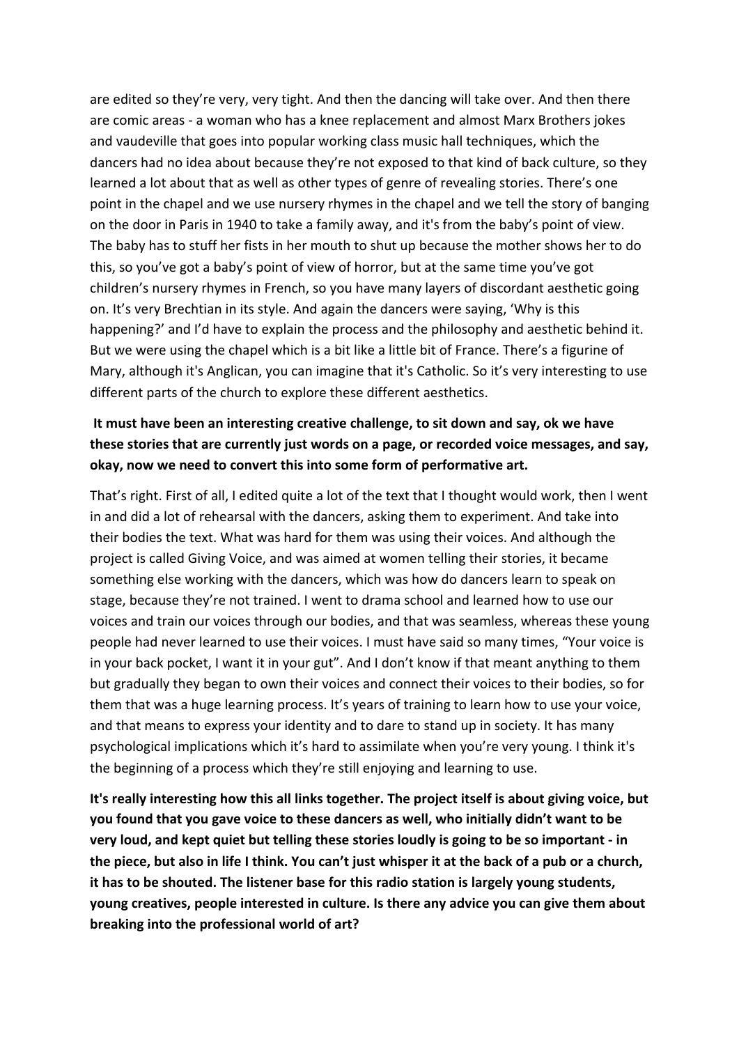are edited so they're very, very tight. And then the dancing will take over. And then there are comic areas - a woman who has a knee replacement and almost Marx Brothers jokes and vaudeville that goes into popular working class music hall techniques, which the dancers had no idea about because they're not exposed to that kind of back culture, so they learned a lot about that as well as other types of genre of revealing stories. There's one point in the chapel and we use nursery rhymes in the chapel and we tell the story of banging on the door in Paris in 1940 to take a family away, and it's from the baby's point of view. The baby has to stuff her fists in her mouth to shut up because the mother shows her to do this, so you've got a baby's point of view of horror, but at the same time you've got children's nursery rhymes in French, so you have many layers of discordant aesthetic going on. It's very Brechtian in its style. And again the dancers were saying, 'Why is this happening?' and I'd have to explain the process and the philosophy and aesthetic behind it. But we were using the chapel which is a bit like a little bit of France. There's a figurine of Mary, although it's Anglican, you can imagine that it's Catholic. So it's very interesting to use different parts of the church to explore these different aesthetics.

**It must have been an interesting creative challenge, to sit down and say, ok we have these stories that are currently just words on a page, or recorded voice messages, and say, okay, now we need to convert this into some form of performative art.**

That's right. First of all, I edited quite a lot of the text that I thought would work, then I went in and did a lot of rehearsal with the dancers, asking them to experiment. And take into their bodies the text. What was hard for them was using their voices. And although the project is called Giving Voice, and was aimed at women telling their stories, it became something else working with the dancers, which was how do dancers learn to speak on stage, because they're not trained. I went to drama school and learned how to use our voices and train our voices through our bodies, and that was seamless, whereas these young people had never learned to use their voices. I must have said so many times, "Your voice is in your back pocket, I want it in your gut". And I don't know if that meant anything to them but gradually they began to own their voices and connect their voices to their bodies, so for them that was a huge learning process. It's years of training to learn how to use your voice, and that means to express your identity and to dare to stand up in society. It has many psychological implications which it's hard to assimilate when you're very young. I think it's the beginning of a process which they're still enjoying and learning to use.

**It's really interesting how this all links together. The project itself is about giving voice, but you found that you gave voice to these dancers as well, who initially didn't want to be very loud, and kept quiet but telling these stories loudly is going to be so important - in the piece, but also in life I think. You can't just whisper it at the back of a pub or a church, it has to be shouted. The listener base for this radio station is largely young students, young creatives, people interested in culture. Is there any advice you can give them about breaking into the professional world of art?**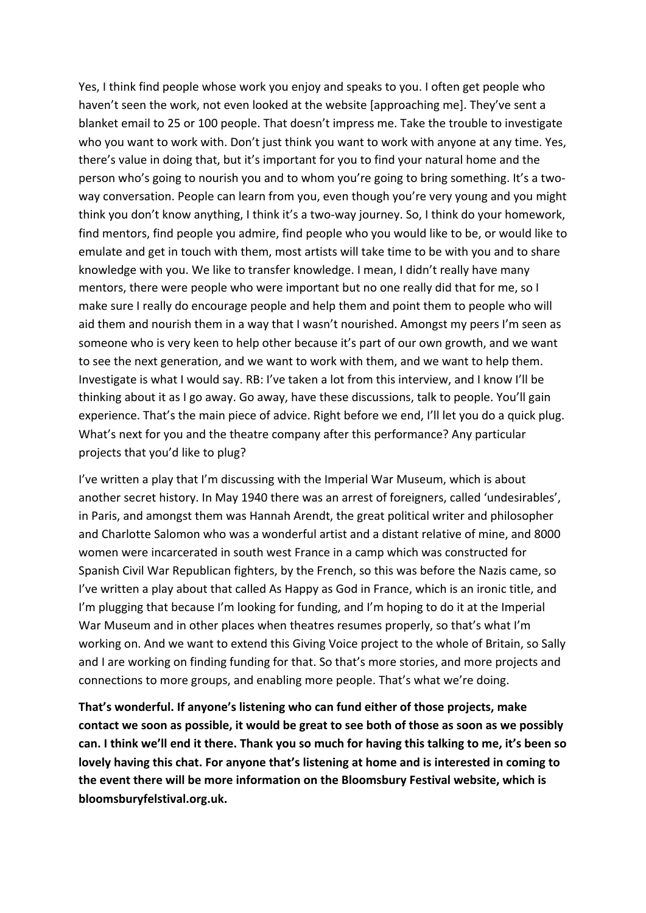Yes, I think find people whose work you enjoy and speaks to you. I often get people who haven't seen the work, not even looked at the website [approaching me]. They've sent a blanket email to 25 or 100 people. That doesn't impress me. Take the trouble to investigate who you want to work with. Don't just think you want to work with anyone at any time. Yes, there's value in doing that, but it's important for you to find your natural home and the person who's going to nourish you and to whom you're going to bring something. It's a two-way conversation. People can learn from you, even though you're very young and you might think you don't know anything, I think it's a two-way journey. So, I think do your homework, find mentors, find people you admire, find people who you would like to be, or would like to emulate and get in touch with them, most artists will take time to be with you and to share knowledge with you. We like to transfer knowledge. I mean, I didn't really have many mentors, there were people who were important but no one really did that for me, so I make sure I really do encourage people and help them and point them to people who will aid them and nourish them in a way that I wasn't nourished. Amongst my peers I'm seen as someone who is very keen to help other because it's part of our own growth, and we want to see the next generation, and we want to work with them, and we want to help them. Investigate is what I would say. RB: I've taken a lot from this interview, and I know I'll be thinking about it as I go away. Go away, have these discussions, talk to people. You'll gain experience. That's the main piece of advice. Right before we end, I'll let you do a quick plug. What's next for you and the theatre company after this performance? Any particular projects that you'd like to plug?

I've written a play that I'm discussing with the Imperial War Museum, which is about another secret history. In May 1940 there was an arrest of foreigners, called 'undesirables', in Paris, and amongst them was Hannah Arendt, the great political writer and philosopher and Charlotte Salomon who was a wonderful artist and a distant relative of mine, and 8000 women were incarcerated in south west France in a camp which was constructed for Spanish Civil War Republican fighters, by the French, so this was before the Nazis came, so I've written a play about that called As Happy as God in France, which is an ironic title, and I'm plugging that because I'm looking for funding, and I'm hoping to do it at the Imperial War Museum and in other places when theatres resumes properly, so that's what I'm working on. And we want to extend this Giving Voice project to the whole of Britain, so Sally and I are working on finding funding for that. So that's more stories, and more projects and connections to more groups, and enabling more people. That's what we're doing.

**That's wonderful. If anyone's listening who can fund either of those projects, make contact we soon as possible, it would be great to see both of those as soon as we possibly can. I think we'll end it there. Thank you so much for having this talking to me, it's been so lovely having this chat. For anyone that's listening at home and is interested in coming to the event there will be more information on the Bloomsbury Festival website, which is bloomsburyfelstival.org.uk.**